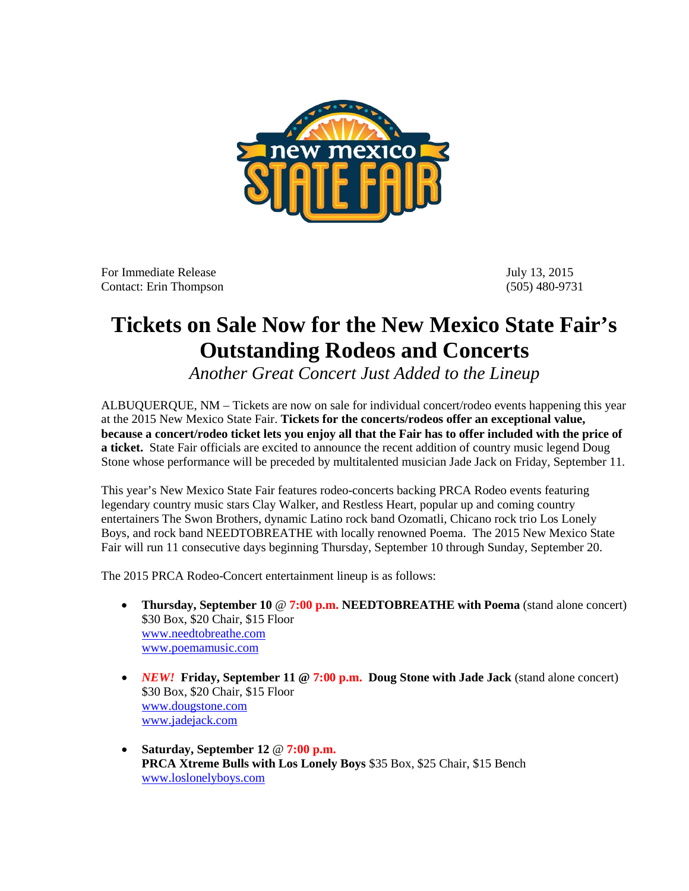For Immediate Release July 13, 2015
Contact: Erin Thompson (505) 480-9731

# Tickets on Sale Now for the New Mexico State Fair's Outstanding Rodeos and Concerts

*Another Great Concert Just Added to the Lineup*

ALBUQUERQUE, NM – Tickets are now on sale for individual concert/rodeo events happening this year at the 2015 New Mexico State Fair. **Tickets for the concerts/rodeos offer an exceptional value, because a concert/rodeo ticket lets you enjoy all that the Fair has to offer included with the price of a ticket.** State Fair officials are excited to announce the recent addition of country music legend Doug Stone whose performance will be preceded by multitalented musician Jade Jack on Friday, September 11.

This year's New Mexico State Fair features rodeo-concerts backing PRCA Rodeo events featuring legendary country music stars Clay Walker, and Restless Heart, popular up and coming country entertainers The Swon Brothers, dynamic Latino rock band Ozomatli, Chicano rock trio Los Lonely Boys, and rock band NEEDTOBREATHE with locally renowned Poema. The 2015 New Mexico State Fair will run 11 consecutive days beginning Thursday, September 10 through Sunday, September 20.

The 2015 PRCA Rodeo-Concert entertainment lineup is as follows:

- **Thursday, September 10** @ **7:00 p.m. NEEDTOBREATHE with Poema** (stand alone concert)
  $30 Box, $20 Chair, $15 Floor
  www.needtobreathe.com
  www.poemamusic.com

- ***NEW!*** **Friday, September 11 @ 7:00 p.m. Doug Stone with Jade Jack** (stand alone concert)
  $30 Box, $20 Chair, $15 Floor
  www.dougstone.com
  www.jadejack.com

- **Saturday, September 12** @ **7:00 p.m.**
  **PRCA Xtreme Bulls with Los Lonely Boys** $35 Box, $25 Chair, $15 Bench
  www.loslonelyboys.com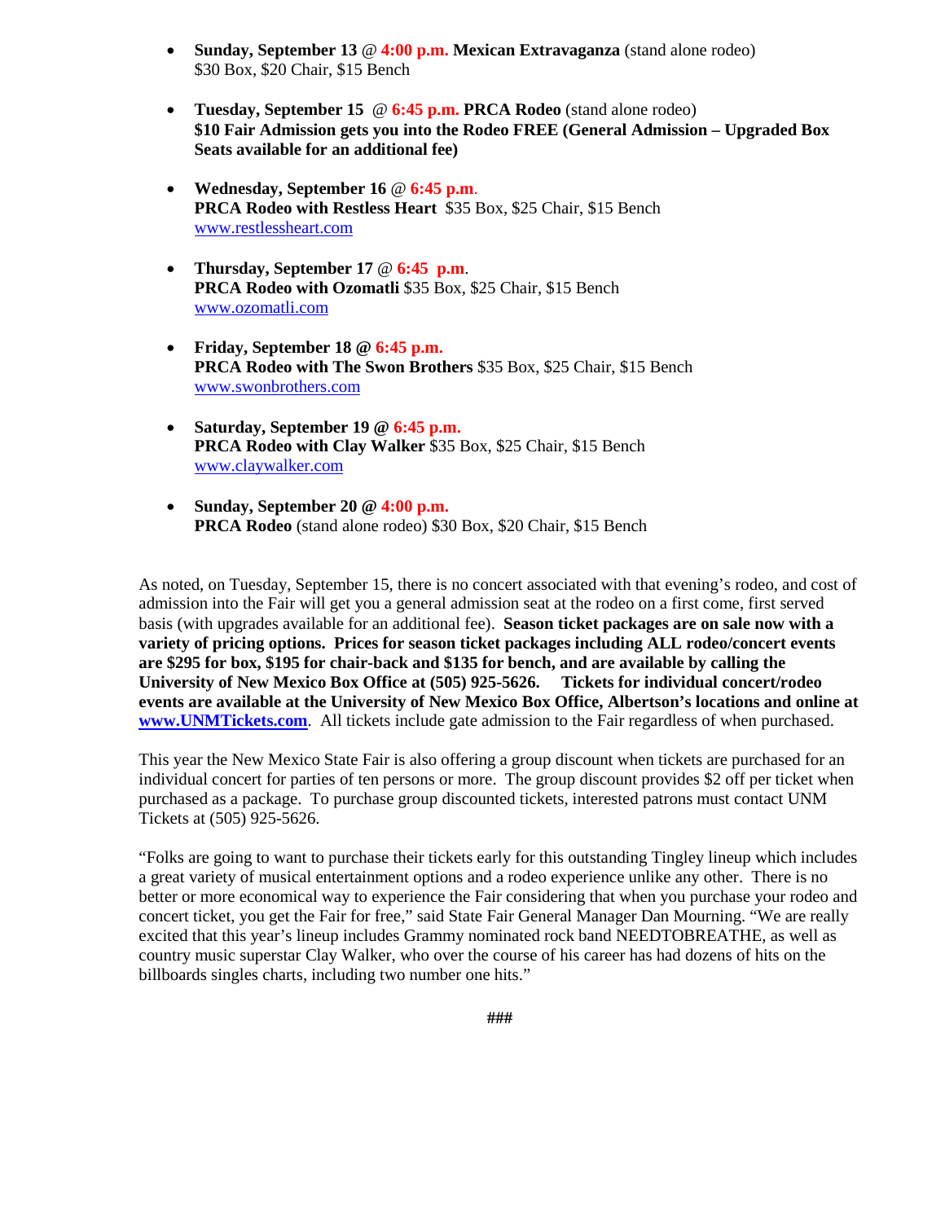- **Sunday, September 13** @ **4:00 p.m. Mexican Extravaganza** (stand alone rodeo)
  $30 Box, $20 Chair, $15 Bench

- **Tuesday, September 15** @ **6:45 p.m. PRCA Rodeo** (stand alone rodeo)
  **$10 Fair Admission gets you into the Rodeo FREE (General Admission – Upgraded Box Seats available for an additional fee)**

- **Wednesday, September 16** @ **6:45 p.m**.
  **PRCA Rodeo with Restless Heart** $35 Box, $25 Chair, $15 Bench
  www.restlessheart.com

- **Thursday, September 17** @ **6:45 p.m**.
  **PRCA Rodeo with Ozomatli** $35 Box, $25 Chair, $15 Bench
  www.ozomatli.com

- **Friday, September 18 @ 6:45 p.m.**
  **PRCA Rodeo with The Swon Brothers** $35 Box, $25 Chair, $15 Bench
  www.swonbrothers.com

- **Saturday, September 19 @ 6:45 p.m.**
  **PRCA Rodeo with Clay Walker** $35 Box, $25 Chair, $15 Bench
  www.claywalker.com

- **Sunday, September 20 @ 4:00 p.m.**
  **PRCA Rodeo** (stand alone rodeo) $30 Box, $20 Chair, $15 Bench

As noted, on Tuesday, September 15, there is no concert associated with that evening's rodeo, and cost of admission into the Fair will get you a general admission seat at the rodeo on a first come, first served basis (with upgrades available for an additional fee). **Season ticket packages are on sale now with a variety of pricing options. Prices for season ticket packages including ALL rodeo/concert events are $295 for box, $195 for chair-back and $135 for bench, and are available by calling the University of New Mexico Box Office at (505) 925-5626. Tickets for individual concert/rodeo events are available at the University of New Mexico Box Office, Albertson's locations and online at www.UNMTickets.com**. All tickets include gate admission to the Fair regardless of when purchased.

This year the New Mexico State Fair is also offering a group discount when tickets are purchased for an individual concert for parties of ten persons or more. The group discount provides $2 off per ticket when purchased as a package. To purchase group discounted tickets, interested patrons must contact UNM Tickets at (505) 925-5626.

"Folks are going to want to purchase their tickets early for this outstanding Tingley lineup which includes a great variety of musical entertainment options and a rodeo experience unlike any other. There is no better or more economical way to experience the Fair considering that when you purchase your rodeo and concert ticket, you get the Fair for free," said State Fair General Manager Dan Mourning. "We are really excited that this year's lineup includes Grammy nominated rock band NEEDTOBREATHE, as well as country music superstar Clay Walker, who over the course of his career has had dozens of hits on the billboards singles charts, including two number one hits."

**###**